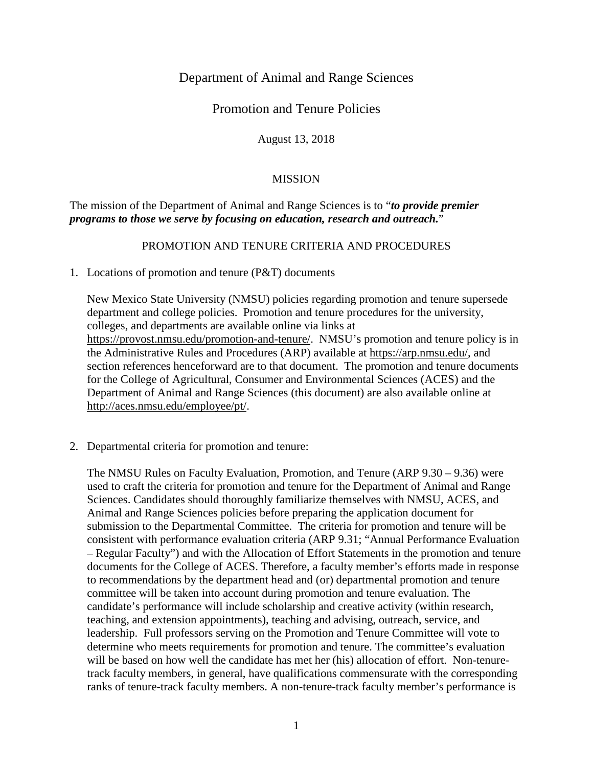# Department of Animal and Range Sciences

## Promotion and Tenure Policies

August 13, 2018

### MISSION

The mission of the Department of Animal and Range Sciences is to "***to provide premier programs to those we serve by focusing on education, research and outreach.***"

### PROMOTION AND TENURE CRITERIA AND PROCEDURES

1. Locations of promotion and tenure (P&T) documents

   New Mexico State University (NMSU) policies regarding promotion and tenure supersede department and college policies. Promotion and tenure procedures for the university, colleges, and departments are available online via links at https://provost.nmsu.edu/promotion-and-tenure/. NMSU's promotion and tenure policy is in the Administrative Rules and Procedures (ARP) available at https://arp.nmsu.edu/, and section references henceforward are to that document. The promotion and tenure documents for the College of Agricultural, Consumer and Environmental Sciences (ACES) and the Department of Animal and Range Sciences (this document) are also available online at http://aces.nmsu.edu/employee/pt/.

2. Departmental criteria for promotion and tenure:

   The NMSU Rules on Faculty Evaluation, Promotion, and Tenure (ARP 9.30 – 9.36) were used to craft the criteria for promotion and tenure for the Department of Animal and Range Sciences. Candidates should thoroughly familiarize themselves with NMSU, ACES, and Animal and Range Sciences policies before preparing the application document for submission to the Departmental Committee. The criteria for promotion and tenure will be consistent with performance evaluation criteria (ARP 9.31; "Annual Performance Evaluation – Regular Faculty") and with the Allocation of Effort Statements in the promotion and tenure documents for the College of ACES. Therefore, a faculty member's efforts made in response to recommendations by the department head and (or) departmental promotion and tenure committee will be taken into account during promotion and tenure evaluation. The candidate's performance will include scholarship and creative activity (within research, teaching, and extension appointments), teaching and advising, outreach, service, and leadership. Full professors serving on the Promotion and Tenure Committee will vote to determine who meets requirements for promotion and tenure. The committee's evaluation will be based on how well the candidate has met her (his) allocation of effort. Non-tenure-track faculty members, in general, have qualifications commensurate with the corresponding ranks of tenure-track faculty members. A non-tenure-track faculty member's performance is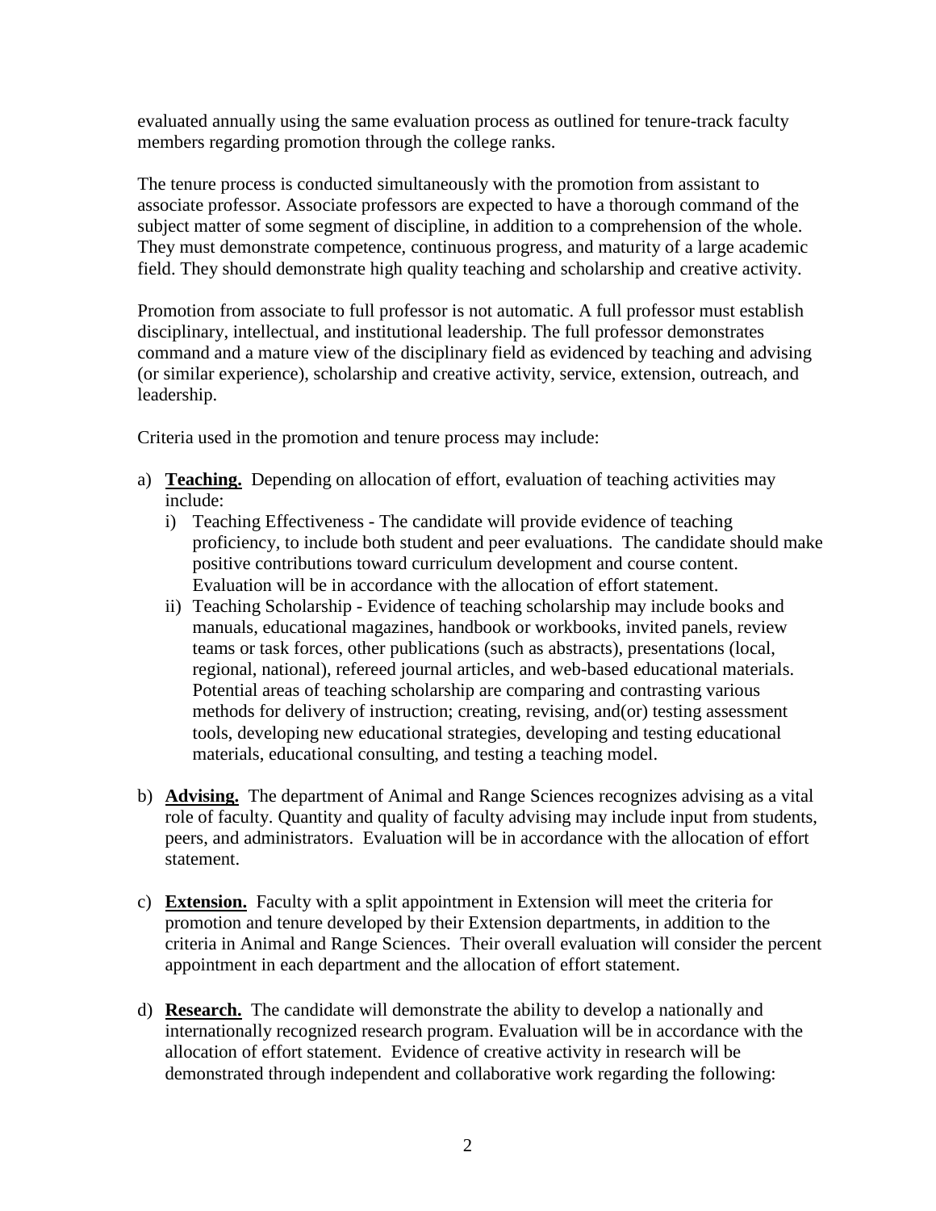evaluated annually using the same evaluation process as outlined for tenure-track faculty members regarding promotion through the college ranks.

The tenure process is conducted simultaneously with the promotion from assistant to associate professor. Associate professors are expected to have a thorough command of the subject matter of some segment of discipline, in addition to a comprehension of the whole. They must demonstrate competence, continuous progress, and maturity of a large academic field. They should demonstrate high quality teaching and scholarship and creative activity.

Promotion from associate to full professor is not automatic. A full professor must establish disciplinary, intellectual, and institutional leadership. The full professor demonstrates command and a mature view of the disciplinary field as evidenced by teaching and advising (or similar experience), scholarship and creative activity, service, extension, outreach, and leadership.

Criteria used in the promotion and tenure process may include:

a) **<u>Teaching.</u>** Depending on allocation of effort, evaluation of teaching activities may include:
   i) Teaching Effectiveness - The candidate will provide evidence of teaching proficiency, to include both student and peer evaluations. The candidate should make positive contributions toward curriculum development and course content. Evaluation will be in accordance with the allocation of effort statement.
   ii) Teaching Scholarship - Evidence of teaching scholarship may include books and manuals, educational magazines, handbook or workbooks, invited panels, review teams or task forces, other publications (such as abstracts), presentations (local, regional, national), refereed journal articles, and web-based educational materials. Potential areas of teaching scholarship are comparing and contrasting various methods for delivery of instruction; creating, revising, and(or) testing assessment tools, developing new educational strategies, developing and testing educational materials, educational consulting, and testing a teaching model.

b) **<u>Advising.</u>** The department of Animal and Range Sciences recognizes advising as a vital role of faculty. Quantity and quality of faculty advising may include input from students, peers, and administrators. Evaluation will be in accordance with the allocation of effort statement.

c) **<u>Extension.</u>** Faculty with a split appointment in Extension will meet the criteria for promotion and tenure developed by their Extension departments, in addition to the criteria in Animal and Range Sciences. Their overall evaluation will consider the percent appointment in each department and the allocation of effort statement.

d) **<u>Research.</u>** The candidate will demonstrate the ability to develop a nationally and internationally recognized research program. Evaluation will be in accordance with the allocation of effort statement. Evidence of creative activity in research will be demonstrated through independent and collaborative work regarding the following: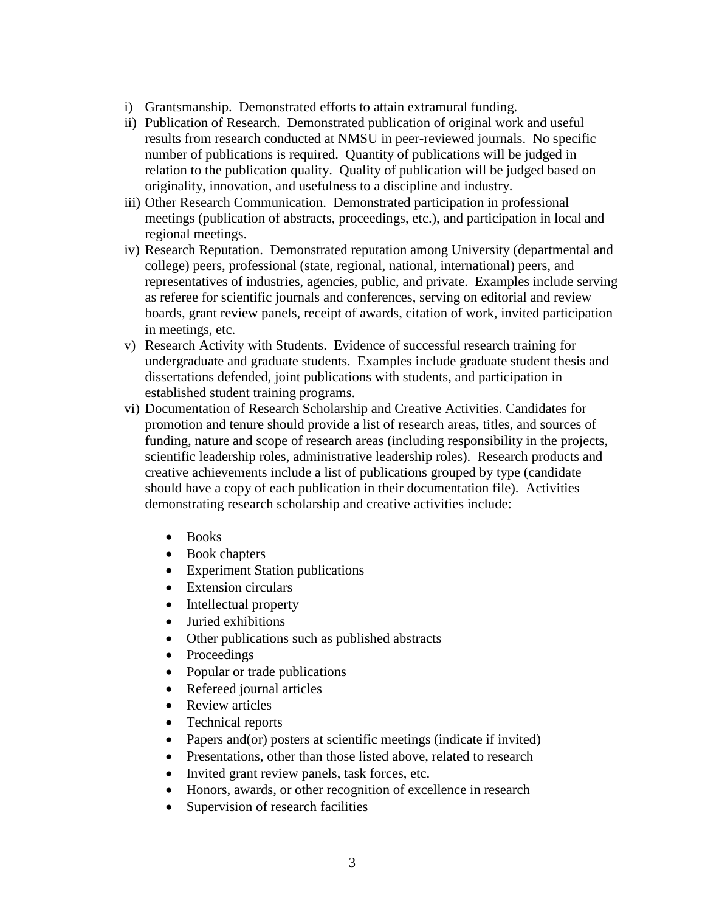i) Grantsmanship. Demonstrated efforts to attain extramural funding.

ii) Publication of Research. Demonstrated publication of original work and useful results from research conducted at NMSU in peer-reviewed journals. No specific number of publications is required. Quantity of publications will be judged in relation to the publication quality. Quality of publication will be judged based on originality, innovation, and usefulness to a discipline and industry.

iii) Other Research Communication. Demonstrated participation in professional meetings (publication of abstracts, proceedings, etc.), and participation in local and regional meetings.

iv) Research Reputation. Demonstrated reputation among University (departmental and college) peers, professional (state, regional, national, international) peers, and representatives of industries, agencies, public, and private. Examples include serving as referee for scientific journals and conferences, serving on editorial and review boards, grant review panels, receipt of awards, citation of work, invited participation in meetings, etc.

v) Research Activity with Students. Evidence of successful research training for undergraduate and graduate students. Examples include graduate student thesis and dissertations defended, joint publications with students, and participation in established student training programs.

vi) Documentation of Research Scholarship and Creative Activities. Candidates for promotion and tenure should provide a list of research areas, titles, and sources of funding, nature and scope of research areas (including responsibility in the projects, scientific leadership roles, administrative leadership roles). Research products and creative achievements include a list of publications grouped by type (candidate should have a copy of each publication in their documentation file). Activities demonstrating research scholarship and creative activities include:

- Books
- Book chapters
- Experiment Station publications
- Extension circulars
- Intellectual property
- Juried exhibitions
- Other publications such as published abstracts
- Proceedings
- Popular or trade publications
- Refereed journal articles
- Review articles
- Technical reports
- Papers and(or) posters at scientific meetings (indicate if invited)
- Presentations, other than those listed above, related to research
- Invited grant review panels, task forces, etc.
- Honors, awards, or other recognition of excellence in research
- Supervision of research facilities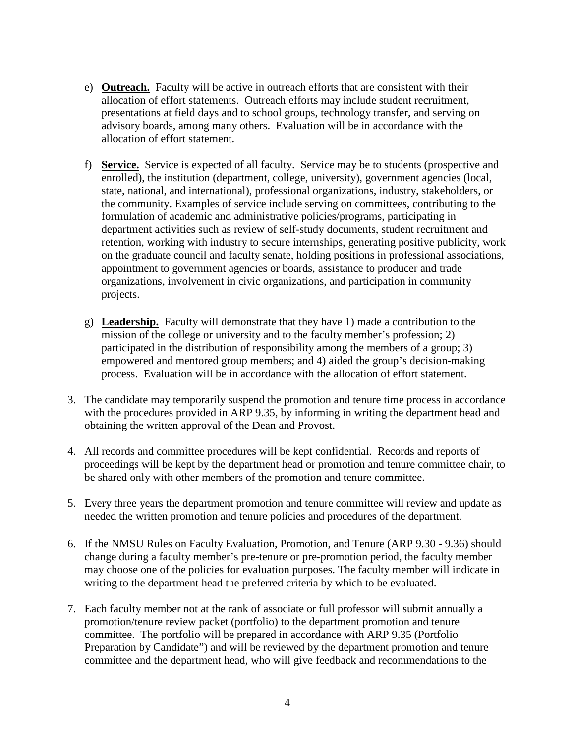e) **Outreach.** Faculty will be active in outreach efforts that are consistent with their allocation of effort statements. Outreach efforts may include student recruitment, presentations at field days and to school groups, technology transfer, and serving on advisory boards, among many others. Evaluation will be in accordance with the allocation of effort statement.

f) **Service.** Service is expected of all faculty. Service may be to students (prospective and enrolled), the institution (department, college, university), government agencies (local, state, national, and international), professional organizations, industry, stakeholders, or the community. Examples of service include serving on committees, contributing to the formulation of academic and administrative policies/programs, participating in department activities such as review of self-study documents, student recruitment and retention, working with industry to secure internships, generating positive publicity, work on the graduate council and faculty senate, holding positions in professional associations, appointment to government agencies or boards, assistance to producer and trade organizations, involvement in civic organizations, and participation in community projects.

g) **Leadership.** Faculty will demonstrate that they have 1) made a contribution to the mission of the college or university and to the faculty member's profession; 2) participated in the distribution of responsibility among the members of a group; 3) empowered and mentored group members; and 4) aided the group's decision-making process. Evaluation will be in accordance with the allocation of effort statement.

3. The candidate may temporarily suspend the promotion and tenure time process in accordance with the procedures provided in ARP 9.35, by informing in writing the department head and obtaining the written approval of the Dean and Provost.

4. All records and committee procedures will be kept confidential. Records and reports of proceedings will be kept by the department head or promotion and tenure committee chair, to be shared only with other members of the promotion and tenure committee.

5. Every three years the department promotion and tenure committee will review and update as needed the written promotion and tenure policies and procedures of the department.

6. If the NMSU Rules on Faculty Evaluation, Promotion, and Tenure (ARP 9.30 - 9.36) should change during a faculty member's pre-tenure or pre-promotion period, the faculty member may choose one of the policies for evaluation purposes. The faculty member will indicate in writing to the department head the preferred criteria by which to be evaluated.

7. Each faculty member not at the rank of associate or full professor will submit annually a promotion/tenure review packet (portfolio) to the department promotion and tenure committee. The portfolio will be prepared in accordance with ARP 9.35 (Portfolio Preparation by Candidate") and will be reviewed by the department promotion and tenure committee and the department head, who will give feedback and recommendations to the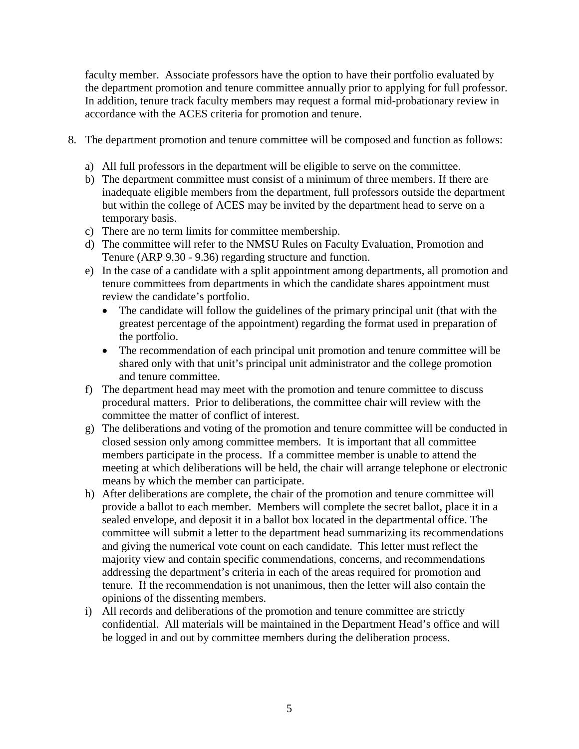faculty member. Associate professors have the option to have their portfolio evaluated by the department promotion and tenure committee annually prior to applying for full professor. In addition, tenure track faculty members may request a formal mid-probationary review in accordance with the ACES criteria for promotion and tenure.

8. The department promotion and tenure committee will be composed and function as follows:

   a) All full professors in the department will be eligible to serve on the committee.
   b) The department committee must consist of a minimum of three members. If there are inadequate eligible members from the department, full professors outside the department but within the college of ACES may be invited by the department head to serve on a temporary basis.
   c) There are no term limits for committee membership.
   d) The committee will refer to the NMSU Rules on Faculty Evaluation, Promotion and Tenure (ARP 9.30 - 9.36) regarding structure and function.
   e) In the case of a candidate with a split appointment among departments, all promotion and tenure committees from departments in which the candidate shares appointment must review the candidate's portfolio.
      - The candidate will follow the guidelines of the primary principal unit (that with the greatest percentage of the appointment) regarding the format used in preparation of the portfolio.
      - The recommendation of each principal unit promotion and tenure committee will be shared only with that unit's principal unit administrator and the college promotion and tenure committee.
   f) The department head may meet with the promotion and tenure committee to discuss procedural matters. Prior to deliberations, the committee chair will review with the committee the matter of conflict of interest.
   g) The deliberations and voting of the promotion and tenure committee will be conducted in closed session only among committee members. It is important that all committee members participate in the process. If a committee member is unable to attend the meeting at which deliberations will be held, the chair will arrange telephone or electronic means by which the member can participate.
   h) After deliberations are complete, the chair of the promotion and tenure committee will provide a ballot to each member. Members will complete the secret ballot, place it in a sealed envelope, and deposit it in a ballot box located in the departmental office. The committee will submit a letter to the department head summarizing its recommendations and giving the numerical vote count on each candidate. This letter must reflect the majority view and contain specific commendations, concerns, and recommendations addressing the department's criteria in each of the areas required for promotion and tenure. If the recommendation is not unanimous, then the letter will also contain the opinions of the dissenting members.
   i) All records and deliberations of the promotion and tenure committee are strictly confidential. All materials will be maintained in the Department Head's office and will be logged in and out by committee members during the deliberation process.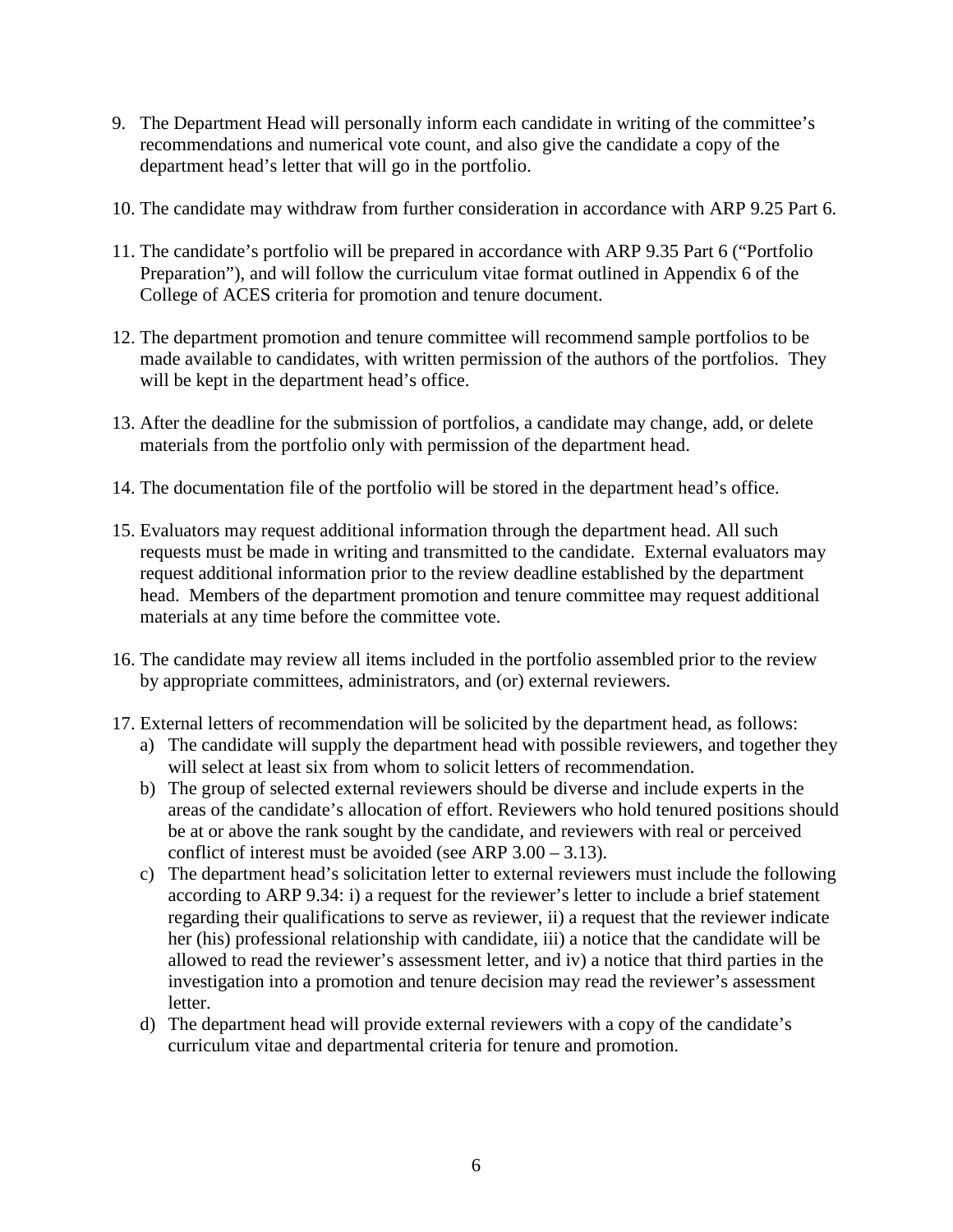9. The Department Head will personally inform each candidate in writing of the committee's recommendations and numerical vote count, and also give the candidate a copy of the department head's letter that will go in the portfolio.

10. The candidate may withdraw from further consideration in accordance with ARP 9.25 Part 6.

11. The candidate's portfolio will be prepared in accordance with ARP 9.35 Part 6 ("Portfolio Preparation"), and will follow the curriculum vitae format outlined in Appendix 6 of the College of ACES criteria for promotion and tenure document.

12. The department promotion and tenure committee will recommend sample portfolios to be made available to candidates, with written permission of the authors of the portfolios. They will be kept in the department head's office.

13. After the deadline for the submission of portfolios, a candidate may change, add, or delete materials from the portfolio only with permission of the department head.

14. The documentation file of the portfolio will be stored in the department head's office.

15. Evaluators may request additional information through the department head. All such requests must be made in writing and transmitted to the candidate. External evaluators may request additional information prior to the review deadline established by the department head. Members of the department promotion and tenure committee may request additional materials at any time before the committee vote.

16. The candidate may review all items included in the portfolio assembled prior to the review by appropriate committees, administrators, and (or) external reviewers.

17. External letters of recommendation will be solicited by the department head, as follows:
    a) The candidate will supply the department head with possible reviewers, and together they will select at least six from whom to solicit letters of recommendation.
    b) The group of selected external reviewers should be diverse and include experts in the areas of the candidate's allocation of effort. Reviewers who hold tenured positions should be at or above the rank sought by the candidate, and reviewers with real or perceived conflict of interest must be avoided (see ARP 3.00 – 3.13).
    c) The department head's solicitation letter to external reviewers must include the following according to ARP 9.34: i) a request for the reviewer's letter to include a brief statement regarding their qualifications to serve as reviewer, ii) a request that the reviewer indicate her (his) professional relationship with candidate, iii) a notice that the candidate will be allowed to read the reviewer's assessment letter, and iv) a notice that third parties in the investigation into a promotion and tenure decision may read the reviewer's assessment letter.
    d) The department head will provide external reviewers with a copy of the candidate's curriculum vitae and departmental criteria for tenure and promotion.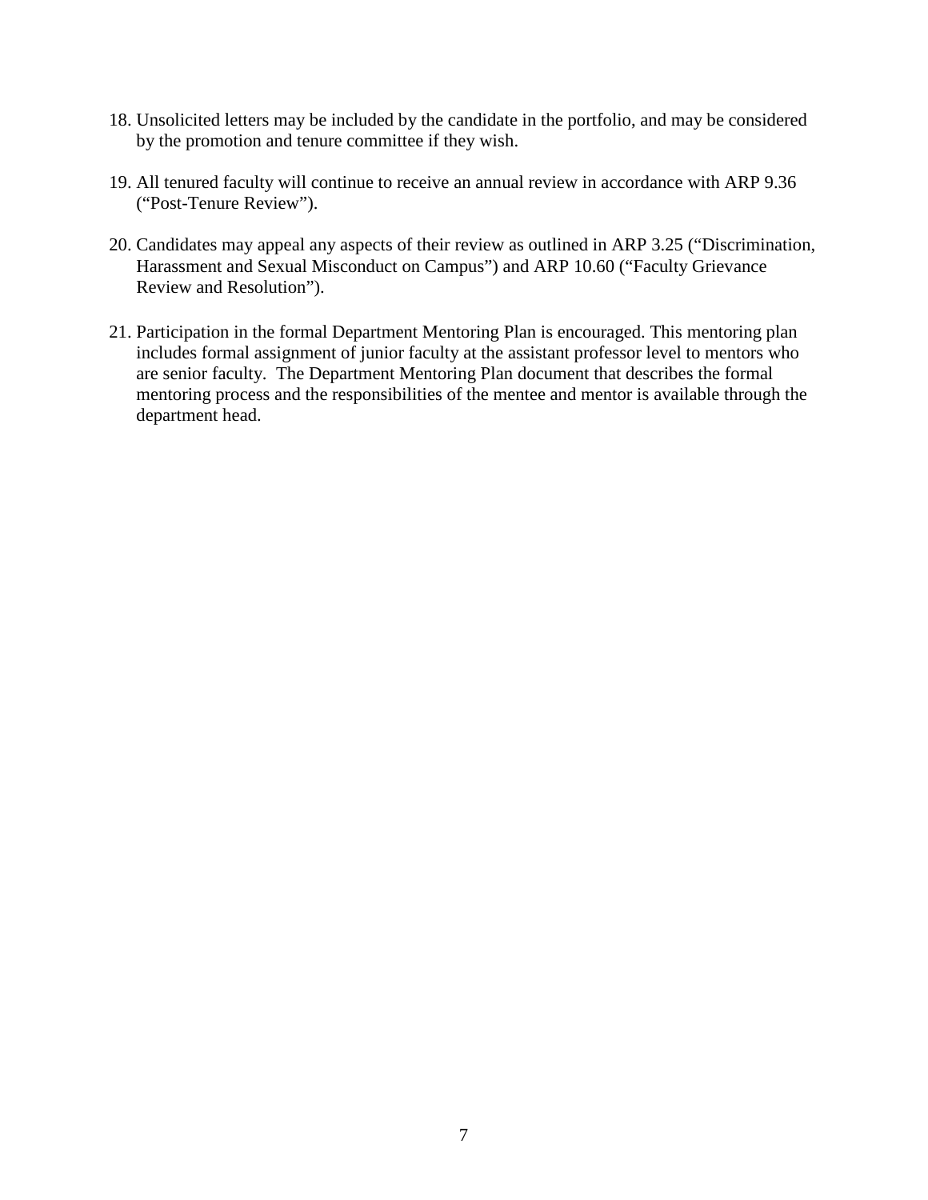18. Unsolicited letters may be included by the candidate in the portfolio, and may be considered by the promotion and tenure committee if they wish.

19. All tenured faculty will continue to receive an annual review in accordance with ARP 9.36 ("Post-Tenure Review").

20. Candidates may appeal any aspects of their review as outlined in ARP 3.25 ("Discrimination, Harassment and Sexual Misconduct on Campus") and ARP 10.60 ("Faculty Grievance Review and Resolution").

21. Participation in the formal Department Mentoring Plan is encouraged. This mentoring plan includes formal assignment of junior faculty at the assistant professor level to mentors who are senior faculty. The Department Mentoring Plan document that describes the formal mentoring process and the responsibilities of the mentee and mentor is available through the department head.